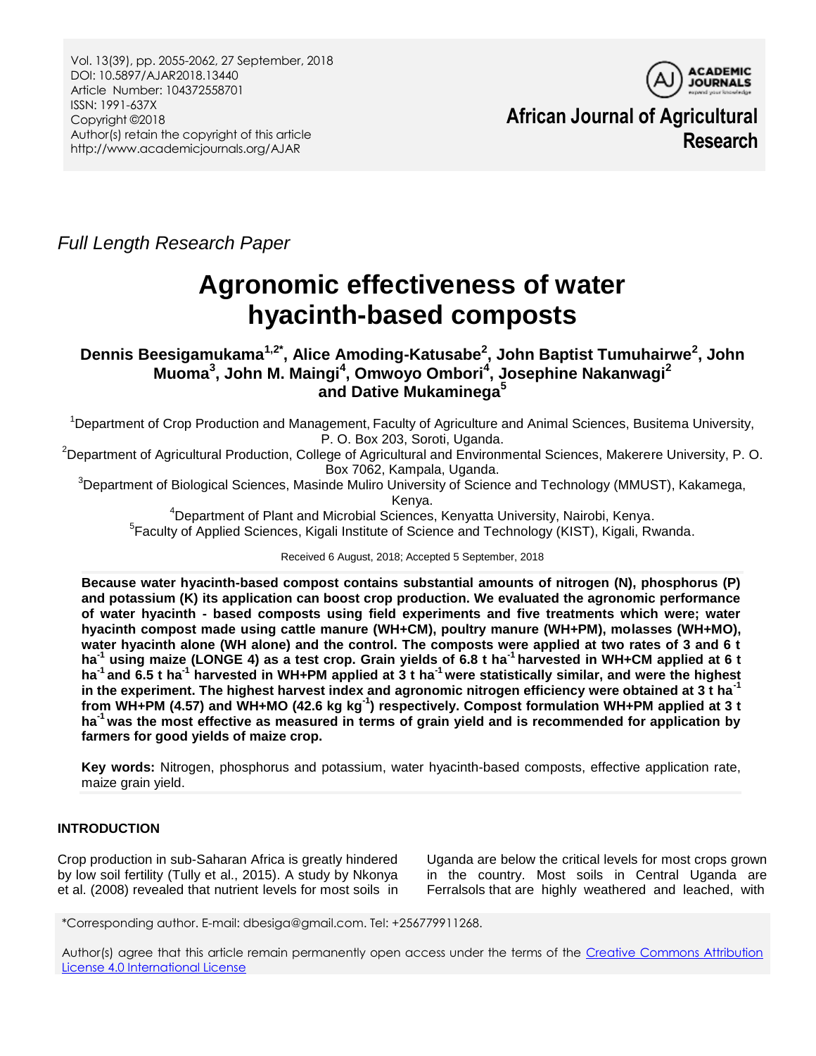Full Length Research Paper

# Agronomic effectiveness of water hyacinth-based composts

**Dennis Beesigamukama[1,2*], Alice Amoding-Katusabe[2], John Baptist Tumuhairwe[2], John Muoma[3], John M. Maingi[4], Omwoyo Ombori[4], Josephine Nakanwagi[2] and Dative Mukaminega[5]**

[1]Department of Crop Production and Management, Faculty of Agriculture and Animal Sciences, Busitema University, P. O. Box 203, Soroti, Uganda.

[2]Department of Agricultural Production, College of Agricultural and Environmental Sciences, Makerere University, P. O. Box 7062, Kampala, Uganda.

[3]Department of Biological Sciences, Masinde Muliro University of Science and Technology (MMUST), Kakamega, Kenya.

[4]Department of Plant and Microbial Sciences, Kenyatta University, Nairobi, Kenya.

[5]Faculty of Applied Sciences, Kigali Institute of Science and Technology (KIST), Kigali, Rwanda.

Received 6 August, 2018; Accepted 5 September, 2018

**Because water hyacinth-based compost contains substantial amounts of nitrogen (N), phosphorus (P) and potassium (K) its application can boost crop production. We evaluated the agronomic performance of water hyacinth - based composts using field experiments and five treatments which were; water hyacinth compost made using cattle manure (WH+CM), poultry manure (WH+PM), molasses (WH+MO), water hyacinth alone (WH alone) and the control. The composts were applied at two rates of 3 and 6 t ha$^{-1}$ using maize (LONGE 4) as a test crop. Grain yields of 6.8 t ha$^{-1}$ harvested in WH+CM applied at 6 t ha$^{-1}$ and 6.5 t ha$^{-1}$ harvested in WH+PM applied at 3 t ha$^{-1}$ were statistically similar, and were the highest in the experiment. The highest harvest index and agronomic nitrogen efficiency were obtained at 3 t ha$^{-1}$ from WH+PM (4.57) and WH+MO (42.6 kg kg$^{-1}$) respectively. Compost formulation WH+PM applied at 3 t ha$^{-1}$ was the most effective as measured in terms of grain yield and is recommended for application by farmers for good yields of maize crop.**

**Key words:** Nitrogen, phosphorus and potassium, water hyacinth-based composts, effective application rate, maize grain yield.

## INTRODUCTION

Crop production in sub-Saharan Africa is greatly hindered by low soil fertility (Tully et al., 2015). A study by Nkonya et al. (2008) revealed that nutrient levels for most soils in Uganda are below the critical levels for most crops grown in the country. Most soils in Central Uganda are Ferralsols that are highly weathered and leached, with

*Corresponding author. E-mail: dbesiga@gmail.com. Tel: +256779911268.

Author(s) agree that this article remain permanently open access under the terms of the Creative Commons Attribution License 4.0 International License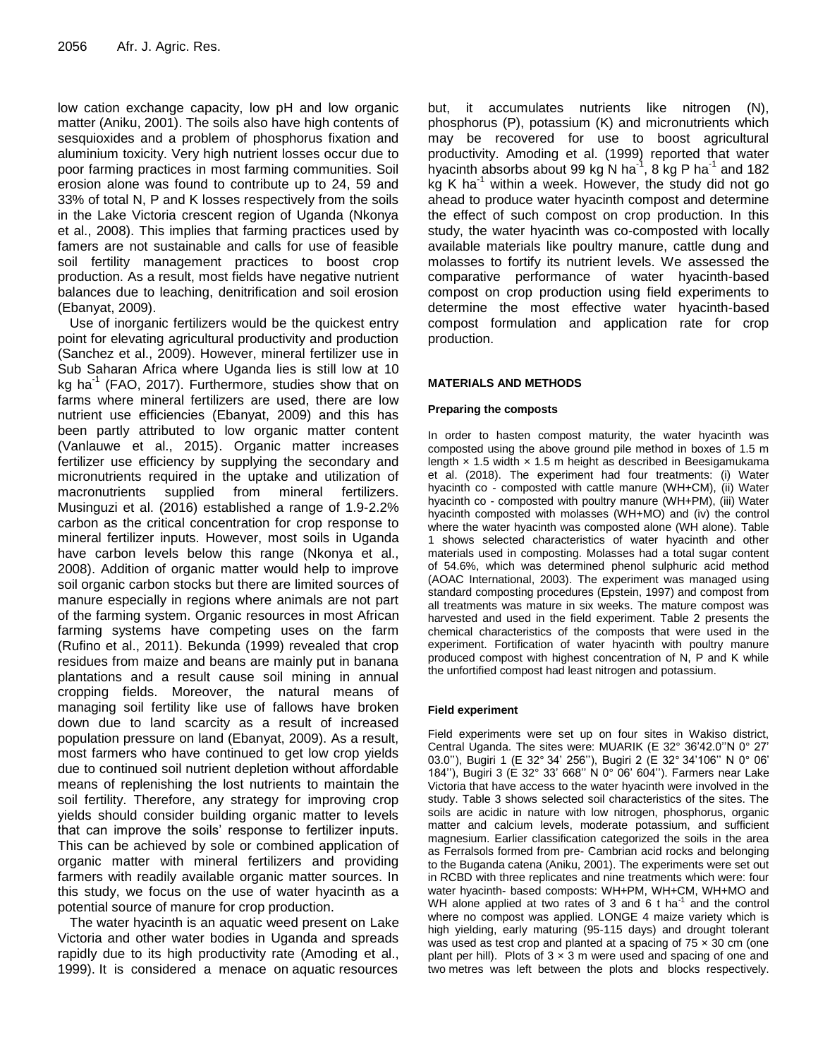low cation exchange capacity, low pH and low organic matter (Aniku, 2001). The soils also have high contents of sesquioxides and a problem of phosphorus fixation and aluminium toxicity. Very high nutrient losses occur due to poor farming practices in most farming communities. Soil erosion alone was found to contribute up to 24, 59 and 33% of total N, P and K losses respectively from the soils in the Lake Victoria crescent region of Uganda (Nkonya et al., 2008). This implies that farming practices used by famers are not sustainable and calls for use of feasible soil fertility management practices to boost crop production. As a result, most fields have negative nutrient balances due to leaching, denitrification and soil erosion (Ebanyat, 2009).

Use of inorganic fertilizers would be the quickest entry point for elevating agricultural productivity and production (Sanchez et al., 2009). However, mineral fertilizer use in Sub Saharan Africa where Uganda lies is still low at 10 kg ha$^{-1}$ (FAO, 2017). Furthermore, studies show that on farms where mineral fertilizers are used, there are low nutrient use efficiencies (Ebanyat, 2009) and this has been partly attributed to low organic matter content (Vanlauwe et al., 2015). Organic matter increases fertilizer use efficiency by supplying the secondary and micronutrients required in the uptake and utilization of macronutrients supplied from mineral fertilizers. Musinguzi et al. (2016) established a range of 1.9-2.2% carbon as the critical concentration for crop response to mineral fertilizer inputs. However, most soils in Uganda have carbon levels below this range (Nkonya et al., 2008). Addition of organic matter would help to improve soil organic carbon stocks but there are limited sources of manure especially in regions where animals are not part of the farming system. Organic resources in most African farming systems have competing uses on the farm (Rufino et al., 2011). Bekunda (1999) revealed that crop residues from maize and beans are mainly put in banana plantations and a result cause soil mining in annual cropping fields. Moreover, the natural means of managing soil fertility like use of fallows have broken down due to land scarcity as a result of increased population pressure on land (Ebanyat, 2009). As a result, most farmers who have continued to get low crop yields due to continued soil nutrient depletion without affordable means of replenishing the lost nutrients to maintain the soil fertility. Therefore, any strategy for improving crop yields should consider building organic matter to levels that can improve the soils' response to fertilizer inputs. This can be achieved by sole or combined application of organic matter with mineral fertilizers and providing farmers with readily available organic matter sources. In this study, we focus on the use of water hyacinth as a potential source of manure for crop production.

The water hyacinth is an aquatic weed present on Lake Victoria and other water bodies in Uganda and spreads rapidly due to its high productivity rate (Amoding et al., 1999). It is considered a menace on aquatic resources but, it accumulates nutrients like nitrogen (N), phosphorus (P), potassium (K) and micronutrients which may be recovered for use to boost agricultural productivity. Amoding et al. (1999) reported that water hyacinth absorbs about 99 kg N ha$^{-1}$, 8 kg P ha$^{-1}$ and 182 kg K ha$^{-1}$ within a week. However, the study did not go ahead to produce water hyacinth compost and determine the effect of such compost on crop production. In this study, the water hyacinth was co-composted with locally available materials like poultry manure, cattle dung and molasses to fortify its nutrient levels. We assessed the comparative performance of water hyacinth-based compost on crop production using field experiments to determine the most effective water hyacinth-based compost formulation and application rate for crop production.

## MATERIALS AND METHODS

### Preparing the composts

In order to hasten compost maturity, the water hyacinth was composted using the above ground pile method in boxes of 1.5 m length × 1.5 width × 1.5 m height as described in Beesigamukama et al. (2018). The experiment had four treatments: (i) Water hyacinth co - composted with cattle manure (WH+CM), (ii) Water hyacinth co - composted with poultry manure (WH+PM), (iii) Water hyacinth composted with molasses (WH+MO) and (iv) the control where the water hyacinth was composted alone (WH alone). Table 1 shows selected characteristics of water hyacinth and other materials used in composting. Molasses had a total sugar content of 54.6%, which was determined phenol sulphuric acid method (AOAC International, 2003). The experiment was managed using standard composting procedures (Epstein, 1997) and compost from all treatments was mature in six weeks. The mature compost was harvested and used in the field experiment. Table 2 presents the chemical characteristics of the composts that were used in the experiment. Fortification of water hyacinth with poultry manure produced compost with highest concentration of N, P and K while the unfortified compost had least nitrogen and potassium.

### Field experiment

Field experiments were set up on four sites in Wakiso district, Central Uganda. The sites were: MUARIK (E 32° 36'42.0''N 0° 27' 03.0''), Bugiri 1 (E 32° 34' 256''), Bugiri 2 (E 32° 34'106'' N 0° 06' 184''), Bugiri 3 (E 32° 33' 668'' N 0° 06' 604''). Farmers near Lake Victoria that have access to the water hyacinth were involved in the study. Table 3 shows selected soil characteristics of the sites. The soils are acidic in nature with low nitrogen, phosphorus, organic matter and calcium levels, moderate potassium, and sufficient magnesium. Earlier classification categorized the soils in the area as Ferralsols formed from pre- Cambrian acid rocks and belonging to the Buganda catena (Aniku, 2001). The experiments were set out in RCBD with three replicates and nine treatments which were: four water hyacinth- based composts: WH+PM, WH+CM, WH+MO and WH alone applied at two rates of 3 and 6 t ha$^{-1}$ and the control where no compost was applied. LONGE 4 maize variety which is high yielding, early maturing (95-115 days) and drought tolerant was used as test crop and planted at a spacing of 75 × 30 cm (one plant per hill). Plots of 3 × 3 m were used and spacing of one and two metres was left between the plots and blocks respectively.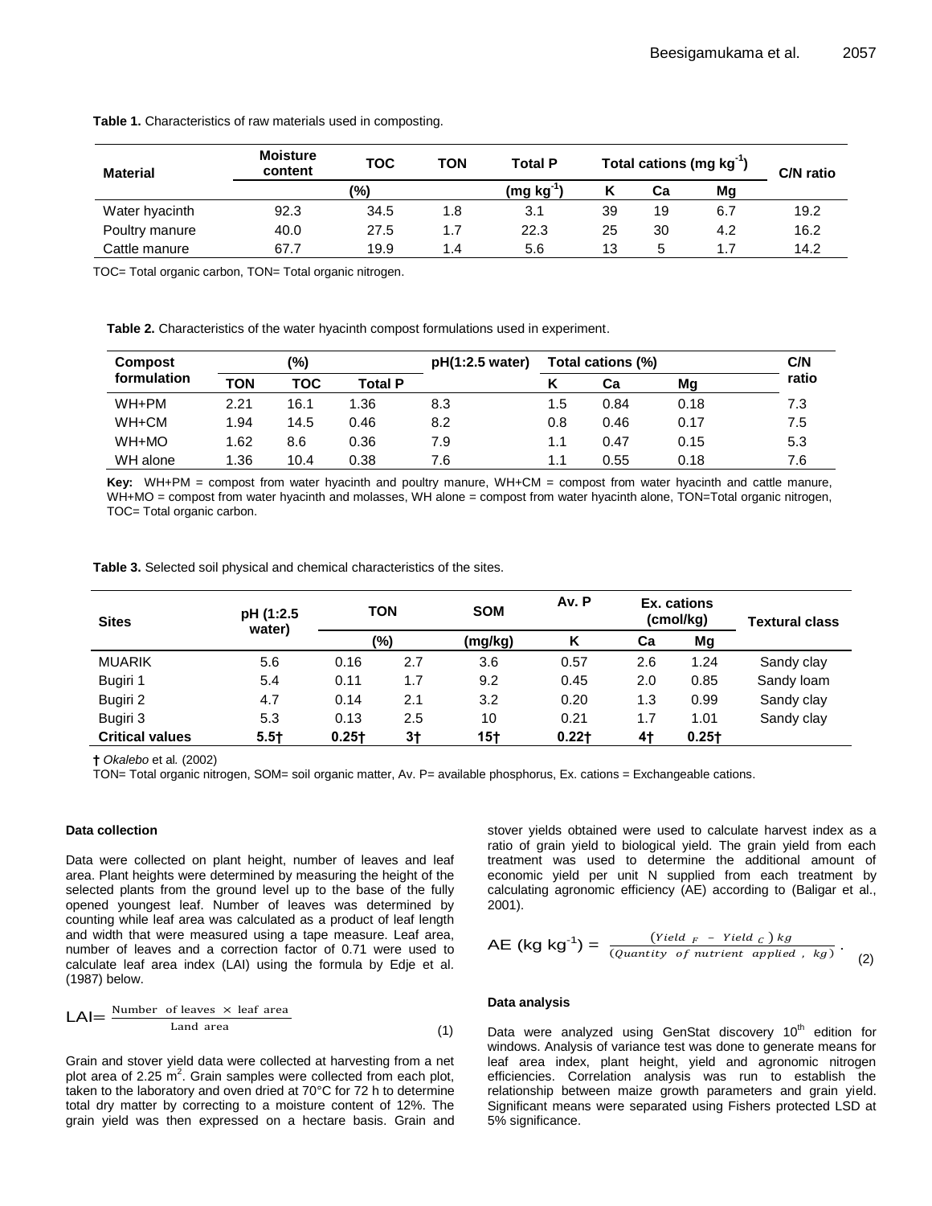**Table 1.** Characteristics of raw materials used in composting.

| Material | Moisture content | TOC | TON | Total P | Total cations (mg kg$^{-1}$) | | | C/N ratio |
|---|---|---|---|---|---|---|---|---|
| | (%) | | | (mg kg$^{-1}$) | K | Ca | Mg | |
| Water hyacinth | 92.3 | 34.5 | 1.8 | 3.1 | 39 | 19 | 6.7 | 19.2 |
| Poultry manure | 40.0 | 27.5 | 1.7 | 22.3 | 25 | 30 | 4.2 | 16.2 |
| Cattle manure | 67.7 | 19.9 | 1.4 | 5.6 | 13 | 5 | 1.7 | 14.2 |

TOC= Total organic carbon, TON= Total organic nitrogen.

**Table 2.** Characteristics of the water hyacinth compost formulations used in experiment.

| Compost formulation | (%) | | | pH(1:2.5 water) | Total cations (%) | | | C/N ratio |
|---|---|---|---|---|---|---|---|---|
| | TON | TOC | Total P | | K | Ca | Mg | |
| WH+PM | 2.21 | 16.1 | 1.36 | 8.3 | 1.5 | 0.84 | 0.18 | 7.3 |
| WH+CM | 1.94 | 14.5 | 0.46 | 8.2 | 0.8 | 0.46 | 0.17 | 7.5 |
| WH+MO | 1.62 | 8.6 | 0.36 | 7.9 | 1.1 | 0.47 | 0.15 | 5.3 |
| WH alone | 1.36 | 10.4 | 0.38 | 7.6 | 1.1 | 0.55 | 0.18 | 7.6 |

**Key:** WH+PM = compost from water hyacinth and poultry manure, WH+CM = compost from water hyacinth and cattle manure, WH+MO = compost from water hyacinth and molasses, WH alone = compost from water hyacinth alone, TON=Total organic nitrogen, TOC= Total organic carbon.

**Table 3.** Selected soil physical and chemical characteristics of the sites.

| Sites | pH (1:2.5 water) | TON | | SOM | Av. P | Ex. cations (cmol/kg) | | Textural class |
|---|---|---|---|---|---|---|---|---|
| | | (%) | | (mg/kg) | K | Ca | Mg | |
| MUARIK | 5.6 | 0.16 | 2.7 | 3.6 | 0.57 | 2.6 | 1.24 | Sandy clay |
| Bugiri 1 | 5.4 | 0.11 | 1.7 | 9.2 | 0.45 | 2.0 | 0.85 | Sandy loam |
| Bugiri 2 | 4.7 | 0.14 | 2.1 | 3.2 | 0.20 | 1.3 | 0.99 | Sandy clay |
| Bugiri 3 | 5.3 | 0.13 | 2.5 | 10 | 0.21 | 1.7 | 1.01 | Sandy clay |
| **Critical values** | **5.5†** | **0.25†** | **3†** | **15†** | **0.22†** | **4†** | **0.25†** | |

**†** *Okalebo* et al*.* (2002)

TON= Total organic nitrogen, SOM= soil organic matter, Av. P= available phosphorus, Ex. cations = Exchangeable cations.

#### Data collection

Data were collected on plant height, number of leaves and leaf area. Plant heights were determined by measuring the height of the selected plants from the ground level up to the base of the fully opened youngest leaf. Number of leaves was determined by counting while leaf area was calculated as a product of leaf length and width that were measured using a tape measure. Leaf area, number of leaves and a correction factor of 0.71 were used to calculate leaf area index (LAI) using the formula by Edje et al. (1987) below.

$$\text{LAI} = \frac{\text{Number of leaves} \times \text{leaf area}}{\text{Land area}} \quad (1)$$

Grain and stover yield data were collected at harvesting from a net plot area of 2.25 m$^2$. Grain samples were collected from each plot, taken to the laboratory and oven dried at 70°C for 72 h to determine total dry matter by correcting to a moisture content of 12%. The grain yield was then expressed on a hectare basis. Grain and stover yields obtained were used to calculate harvest index as a ratio of grain yield to biological yield. The grain yield from each treatment was used to determine the additional amount of economic yield per unit N supplied from each treatment by calculating agronomic efficiency (AE) according to (Baligar et al., 2001).

$$\text{AE (kg kg}^{-1}) = \frac{(Yield_F - Yield_C)\,kg}{(Quantity\ of\ nutrient\ applied,\ kg)} . \quad (2)$$

#### Data analysis

Data were analyzed using GenStat discovery 10$^{th}$ edition for windows. Analysis of variance test was done to generate means for leaf area index, plant height, yield and agronomic nitrogen efficiencies. Correlation analysis was run to establish the relationship between maize growth parameters and grain yield. Significant means were separated using Fishers protected LSD at 5% significance.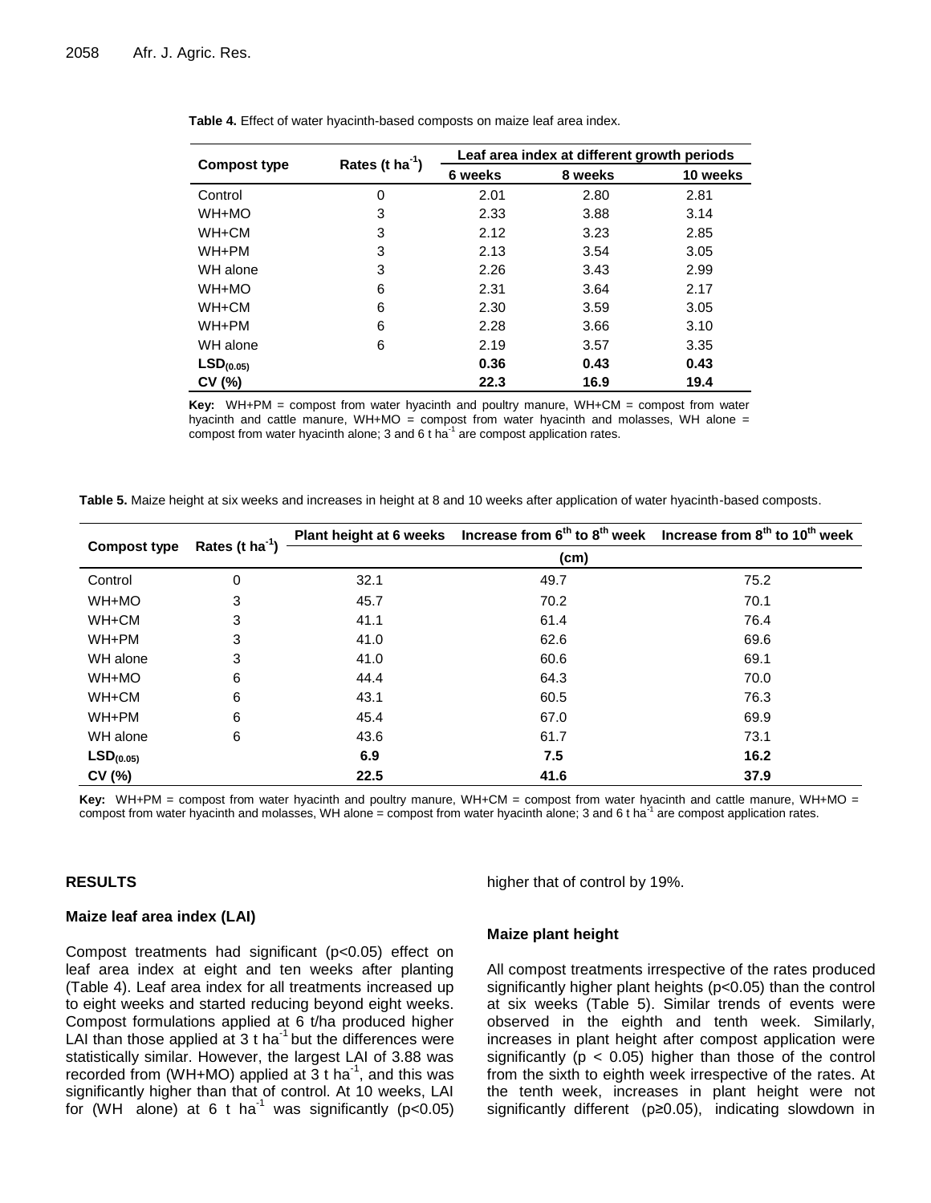**Table 4.** Effect of water hyacinth-based composts on maize leaf area index.

| Compost type | Rates (t $ha^{-1}$) | Leaf area index at different growth periods | | |
|---|---|---|---|---|
| | | 6 weeks | 8 weeks | 10 weeks |
| Control | 0 | 2.01 | 2.80 | 2.81 |
| WH+MO | 3 | 2.33 | 3.88 | 3.14 |
| WH+CM | 3 | 2.12 | 3.23 | 2.85 |
| WH+PM | 3 | 2.13 | 3.54 | 3.05 |
| WH alone | 3 | 2.26 | 3.43 | 2.99 |
| WH+MO | 6 | 2.31 | 3.64 | 2.17 |
| WH+CM | 6 | 2.30 | 3.59 | 3.05 |
| WH+PM | 6 | 2.28 | 3.66 | 3.10 |
| WH alone | 6 | 2.19 | 3.57 | 3.35 |
| **$LSD_{(0.05)}$** | | **0.36** | **0.43** | **0.43** |
| **CV (%)** | | **22.3** | **16.9** | **19.4** |

**Key:** WH+PM = compost from water hyacinth and poultry manure, WH+CM = compost from water hyacinth and cattle manure, WH+MO = compost from water hyacinth and molasses, WH alone = compost from water hyacinth alone; 3 and 6 t $ha^{-1}$ are compost application rates.

**Table 5.** Maize height at six weeks and increases in height at 8 and 10 weeks after application of water hyacinth-based composts.

| Compost type | Rates (t $ha^{-1}$) | Plant height at 6 weeks | Increase from 6th to 8th week | Increase from 8th to 10th week |
|---|---|---|---|---|
| | | (cm) | | |
| Control | 0 | 32.1 | 49.7 | 75.2 |
| WH+MO | 3 | 45.7 | 70.2 | 70.1 |
| WH+CM | 3 | 41.1 | 61.4 | 76.4 |
| WH+PM | 3 | 41.0 | 62.6 | 69.6 |
| WH alone | 3 | 41.0 | 60.6 | 69.1 |
| WH+MO | 6 | 44.4 | 64.3 | 70.0 |
| WH+CM | 6 | 43.1 | 60.5 | 76.3 |
| WH+PM | 6 | 45.4 | 67.0 | 69.9 |
| WH alone | 6 | 43.6 | 61.7 | 73.1 |
| **$LSD_{(0.05)}$** | | **6.9** | **7.5** | **16.2** |
| **CV (%)** | | **22.5** | **41.6** | **37.9** |

**Key:** WH+PM = compost from water hyacinth and poultry manure, WH+CM = compost from water hyacinth and cattle manure, WH+MO = compost from water hyacinth and molasses, WH alone = compost from water hyacinth alone; 3 and 6 t $ha^{-1}$ are compost application rates.

## RESULTS

### Maize leaf area index (LAI)

Compost treatments had significant ($p<0.05$) effect on leaf area index at eight and ten weeks after planting (Table 4). Leaf area index for all treatments increased up to eight weeks and started reducing beyond eight weeks. Compost formulations applied at 6 t/ha produced higher LAI than those applied at 3 t $ha^{-1}$ but the differences were statistically similar. However, the largest LAI of 3.88 was recorded from (WH+MO) applied at 3 t $ha^{-1}$, and this was significantly higher than that of control. At 10 weeks, LAI for (WH alone) at 6 t $ha^{-1}$ was significantly ($p<0.05$) higher that of control by 19%.

### Maize plant height

All compost treatments irrespective of the rates produced significantly higher plant heights ($p<0.05$) than the control at six weeks (Table 5). Similar trends of events were observed in the eighth and tenth week. Similarly, increases in plant height after compost application were significantly ($p < 0.05$) higher than those of the control from the sixth to eighth week irrespective of the rates. At the tenth week, increases in plant height were not significantly different ($p \geq 0.05$), indicating slowdown in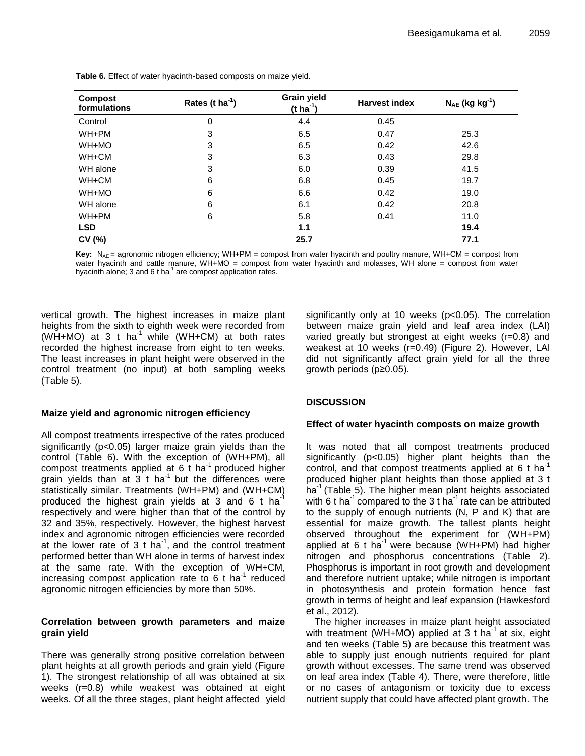**Table 6.** Effect of water hyacinth-based composts on maize yield.

| Compost formulations | Rates (t $ha^{-1}$) | Grain yield (t $ha^{-1}$) | Harvest index | $N_{AE}$ (kg $kg^{-1}$) |
|---|---|---|---|---|
| Control | 0 | 4.4 | 0.45 | |
| WH+PM | 3 | 6.5 | 0.47 | 25.3 |
| WH+MO | 3 | 6.5 | 0.42 | 42.6 |
| WH+CM | 3 | 6.3 | 0.43 | 29.8 |
| WH alone | 3 | 6.0 | 0.39 | 41.5 |
| WH+CM | 6 | 6.8 | 0.45 | 19.7 |
| WH+MO | 6 | 6.6 | 0.42 | 19.0 |
| WH alone | 6 | 6.1 | 0.42 | 20.8 |
| WH+PM | 6 | 5.8 | 0.41 | 11.0 |
| **LSD** | | **1.1** | | **19.4** |
| **CV (%)** | | **25.7** | | **77.1** |

**Key:** $N_{AE}$ = agronomic nitrogen efficiency; WH+PM = compost from water hyacinth and poultry manure, WH+CM = compost from water hyacinth and cattle manure, WH+MO = compost from water hyacinth and molasses, WH alone = compost from water hyacinth alone; 3 and 6 t $ha^{-1}$ are compost application rates.

vertical growth. The highest increases in maize plant heights from the sixth to eighth week were recorded from (WH+MO) at 3 t $ha^{-1}$ while (WH+CM) at both rates recorded the highest increase from eight to ten weeks. The least increases in plant height were observed in the control treatment (no input) at both sampling weeks (Table 5).

### Maize yield and agronomic nitrogen efficiency

All compost treatments irrespective of the rates produced significantly ($p<0.05$) larger maize grain yields than the control (Table 6). With the exception of (WH+PM), all compost treatments applied at 6 t $ha^{-1}$ produced higher grain yields than at 3 t $ha^{-1}$ but the differences were statistically similar. Treatments (WH+PM) and (WH+CM) produced the highest grain yields at 3 and 6 t $ha^{-1}$ respectively and were higher than that of the control by 32 and 35%, respectively. However, the highest harvest index and agronomic nitrogen efficiencies were recorded at the lower rate of 3 t $ha^{-1}$, and the control treatment performed better than WH alone in terms of harvest index at the same rate. With the exception of WH+CM, increasing compost application rate to 6 t $ha^{-1}$ reduced agronomic nitrogen efficiencies by more than 50%.

### Correlation between growth parameters and maize grain yield

There was generally strong positive correlation between plant heights at all growth periods and grain yield (Figure 1). The strongest relationship of all was obtained at six weeks ($r=0.8$) while weakest was obtained at eight weeks. Of all the three stages, plant height affected yield significantly only at 10 weeks ($p<0.05$). The correlation between maize grain yield and leaf area index (LAI) varied greatly but strongest at eight weeks ($r=0.8$) and weakest at 10 weeks ($r=0.49$) (Figure 2). However, LAI did not significantly affect grain yield for all the three growth periods ($p\geq0.05$).

## DISCUSSION

### Effect of water hyacinth composts on maize growth

It was noted that all compost treatments produced significantly ($p<0.05$) higher plant heights than the control, and that compost treatments applied at 6 t $ha^{-1}$ produced higher plant heights than those applied at 3 t $ha^{-1}$ (Table 5). The higher mean plant heights associated with 6 t $ha^{-1}$ compared to the 3 t $ha^{-1}$ rate can be attributed to the supply of enough nutrients (N, P and K) that are essential for maize growth. The tallest plants height observed throughout the experiment for (WH+PM) applied at 6 t $ha^{-1}$ were because (WH+PM) had higher nitrogen and phosphorus concentrations (Table 2). Phosphorus is important in root growth and development and therefore nutrient uptake; while nitrogen is important in photosynthesis and protein formation hence fast growth in terms of height and leaf expansion (Hawkesford et al., 2012).

The higher increases in maize plant height associated with treatment (WH+MO) applied at 3 t $ha^{-1}$ at six, eight and ten weeks (Table 5) are because this treatment was able to supply just enough nutrients required for plant growth without excesses. The same trend was observed on leaf area index (Table 4). There, were therefore, little or no cases of antagonism or toxicity due to excess nutrient supply that could have affected plant growth. The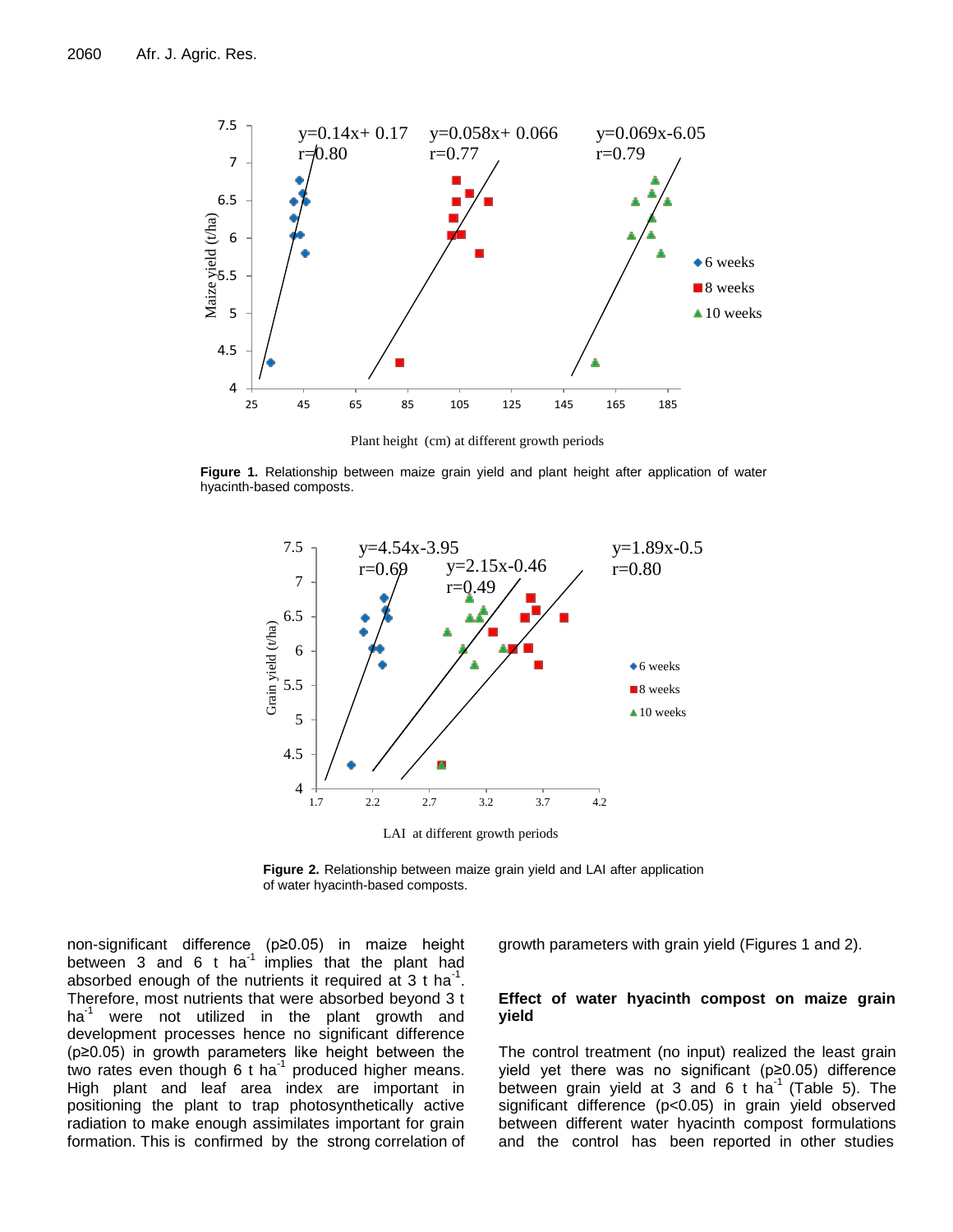Figure 1. Relationship between maize grain yield and plant height after application of water hyacinth-based composts.

Figure 2. Relationship between maize grain yield and LAI after application of water hyacinth-based composts.

non-significant difference ($p \geq 0.05$) in maize height between 3 and 6 t ha$^{-1}$ implies that the plant had absorbed enough of the nutrients it required at 3 t ha$^{-1}$. Therefore, most nutrients that were absorbed beyond 3 t ha$^{-1}$ were not utilized in the plant growth and development processes hence no significant difference ($p \geq 0.05$) in growth parameters like height between the two rates even though 6 t ha$^{-1}$ produced higher means. High plant and leaf area index are important in positioning the plant to trap photosynthetically active radiation to make enough assimilates important for grain formation. This is confirmed by the strong correlation of growth parameters with grain yield (Figures 1 and 2).

## Effect of water hyacinth compost on maize grain yield

The control treatment (no input) realized the least grain yield yet there was no significant ($p \geq 0.05$) difference between grain yield at 3 and 6 t ha$^{-1}$ (Table 5). The significant difference ($p < 0.05$) in grain yield observed between different water hyacinth compost formulations and the control has been reported in other studies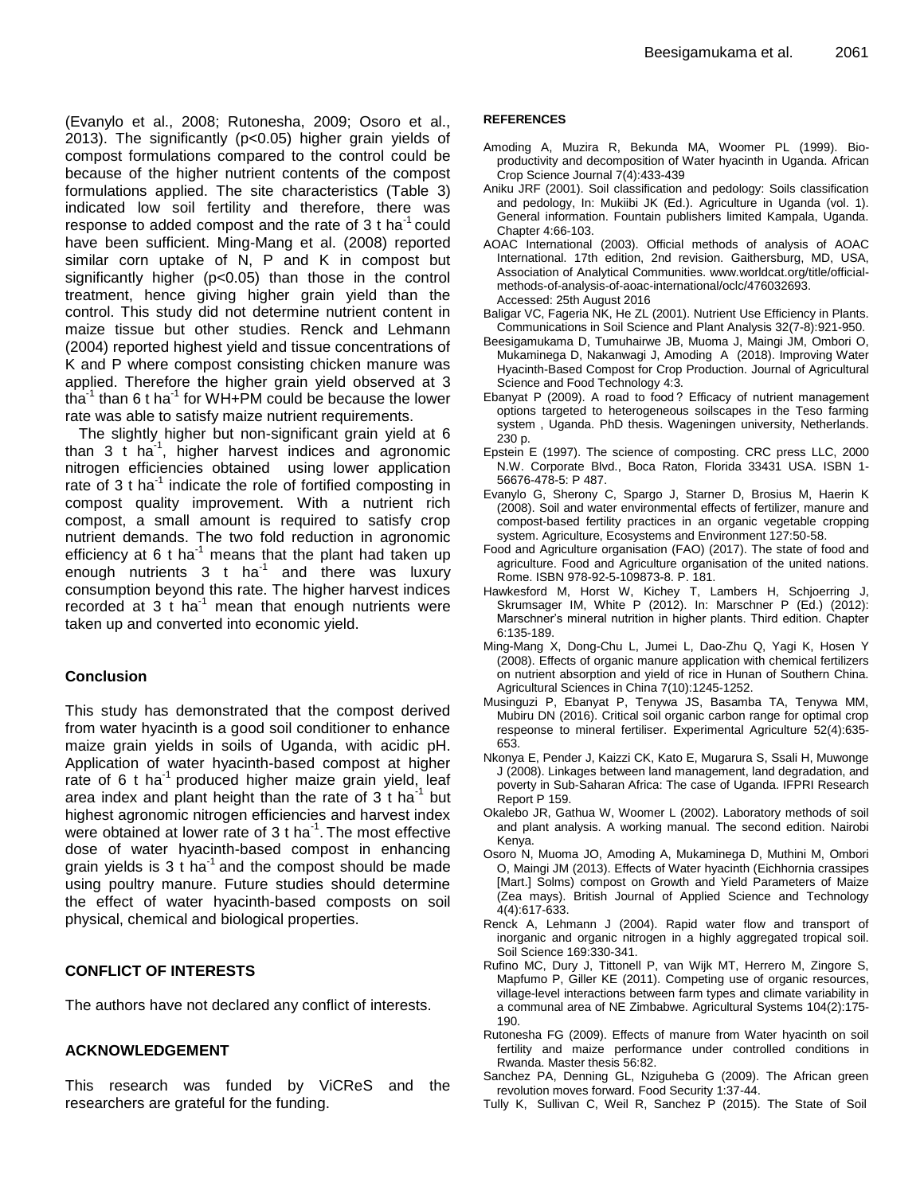(Evanylo et al., 2008; Rutonesha, 2009; Osoro et al., 2013). The significantly ($p<0.05$) higher grain yields of compost formulations compared to the control could be because of the higher nutrient contents of the compost formulations applied. The site characteristics (Table 3) indicated low soil fertility and therefore, there was response to added compost and the rate of 3 t $ha^{-1}$ could have been sufficient. Ming-Mang et al. (2008) reported similar corn uptake of N, P and K in compost but significantly higher ($p<0.05$) than those in the control treatment, hence giving higher grain yield than the control. This study did not determine nutrient content in maize tissue but other studies. Renck and Lehmann (2004) reported highest yield and tissue concentrations of K and P where compost consisting chicken manure was applied. Therefore the higher grain yield observed at 3 $tha^{-1}$ than 6 t $ha^{-1}$ for WH+PM could be because the lower rate was able to satisfy maize nutrient requirements.

The slightly higher but non-significant grain yield at 6 than 3 t $ha^{-1}$, higher harvest indices and agronomic nitrogen efficiencies obtained using lower application rate of 3 t $ha^{-1}$ indicate the role of fortified composting in compost quality improvement. With a nutrient rich compost, a small amount is required to satisfy crop nutrient demands. The two fold reduction in agronomic efficiency at 6 t $ha^{-1}$ means that the plant had taken up enough nutrients 3 t $ha^{-1}$ and there was luxury consumption beyond this rate. The higher harvest indices recorded at 3 t $ha^{-1}$ mean that enough nutrients were taken up and converted into economic yield.

## Conclusion

This study has demonstrated that the compost derived from water hyacinth is a good soil conditioner to enhance maize grain yields in soils of Uganda, with acidic pH. Application of water hyacinth-based compost at higher rate of 6 t $ha^{-1}$ produced higher maize grain yield, leaf area index and plant height than the rate of 3 t $ha^{-1}$ but highest agronomic nitrogen efficiencies and harvest index were obtained at lower rate of 3 t $ha^{-1}$. The most effective dose of water hyacinth-based compost in enhancing grain yields is 3 t $ha^{-1}$ and the compost should be made using poultry manure. Future studies should determine the effect of water hyacinth-based composts on soil physical, chemical and biological properties.

## CONFLICT OF INTERESTS

The authors have not declared any conflict of interests.

## ACKNOWLEDGEMENT

This research was funded by ViCReS and the researchers are grateful for the funding.

## REFERENCES

Amoding A, Muzira R, Bekunda MA, Woomer PL (1999). Bio-productivity and decomposition of Water hyacinth in Uganda. African Crop Science Journal 7(4):433-439

Aniku JRF (2001). Soil classification and pedology: Soils classification and pedology, In: Mukiibi JK (Ed.). Agriculture in Uganda (vol. 1). General information. Fountain publishers limited Kampala, Uganda. Chapter 4:66-103.

AOAC International (2003). Official methods of analysis of AOAC International. 17th edition, 2nd revision. Gaithersburg, MD, USA, Association of Analytical Communities. www.worldcat.org/title/official-methods-of-analysis-of-aoac-international/oclc/476032693. Accessed: 25th August 2016

Baligar VC, Fageria NK, He ZL (2001). Nutrient Use Efficiency in Plants. Communications in Soil Science and Plant Analysis 32(7-8):921-950.

Beesigamukama D, Tumuhairwe JB, Muoma J, Maingi JM, Ombori O, Mukaminega D, Nakanwagi J, Amoding A (2018). Improving Water Hyacinth-Based Compost for Crop Production. Journal of Agricultural Science and Food Technology 4:3.

Ebanyat P (2009). A road to food ? Efficacy of nutrient management options targeted to heterogeneous soilscapes in the Teso farming system , Uganda. PhD thesis. Wageningen university, Netherlands. 230 p.

Epstein E (1997). The science of composting. CRC press LLC, 2000 N.W. Corporate Blvd., Boca Raton, Florida 33431 USA. ISBN 1-56676-478-5: P 487.

Evanylo G, Sherony C, Spargo J, Starner D, Brosius M, Haerin K (2008). Soil and water environmental effects of fertilizer, manure and compost-based fertility practices in an organic vegetable cropping system. Agriculture, Ecosystems and Environment 127:50-58.

Food and Agriculture organisation (FAO) (2017). The state of food and agriculture. Food and Agriculture organisation of the united nations. Rome. ISBN 978-92-5-109873-8. P. 181.

Hawkesford M, Horst W, Kichey T, Lambers H, Schjoerring J, Skrumsager IM, White P (2012). In: Marschner P (Ed.) (2012): Marschner's mineral nutrition in higher plants. Third edition. Chapter 6:135-189.

Ming-Mang X, Dong-Chu L, Jumei L, Dao-Zhu Q, Yagi K, Hosen Y (2008). Effects of organic manure application with chemical fertilizers on nutrient absorption and yield of rice in Hunan of Southern China. Agricultural Sciences in China 7(10):1245-1252.

Musinguzi P, Ebanyat P, Tenywa JS, Basamba TA, Tenywa MM, Mubiru DN (2016). Critical soil organic carbon range for optimal crop respeonse to mineral fertiliser. Experimental Agriculture 52(4):635-653.

Nkonya E, Pender J, Kaizzi CK, Kato E, Mugarura S, Ssali H, Muwonge J (2008). Linkages between land management, land degradation, and poverty in Sub-Saharan Africa: The case of Uganda. IFPRI Research Report P 159.

Okalebo JR, Gathua W, Woomer L (2002). Laboratory methods of soil and plant analysis. A working manual. The second edition. Nairobi Kenya.

Osoro N, Muoma JO, Amoding A, Mukaminega D, Muthini M, Ombori O, Maingi JM (2013). Effects of Water hyacinth (Eichhornia crassipes [Mart.] Solms) compost on Growth and Yield Parameters of Maize (Zea mays). British Journal of Applied Science and Technology 4(4):617-633.

Renck A, Lehmann J (2004). Rapid water flow and transport of inorganic and organic nitrogen in a highly aggregated tropical soil. Soil Science 169:330-341.

Rufino MC, Dury J, Tittonell P, van Wijk MT, Herrero M, Zingore S, Mapfumo P, Giller KE (2011). Competing use of organic resources, village-level interactions between farm types and climate variability in a communal area of NE Zimbabwe. Agricultural Systems 104(2):175-190.

Rutonesha FG (2009). Effects of manure from Water hyacinth on soil fertility and maize performance under controlled conditions in Rwanda. Master thesis 56:82.

Sanchez PA, Denning GL, Nziguheba G (2009). The African green revolution moves forward. Food Security 1:37-44.

Tully K, Sullivan C, Weil R, Sanchez P (2015). The State of Soil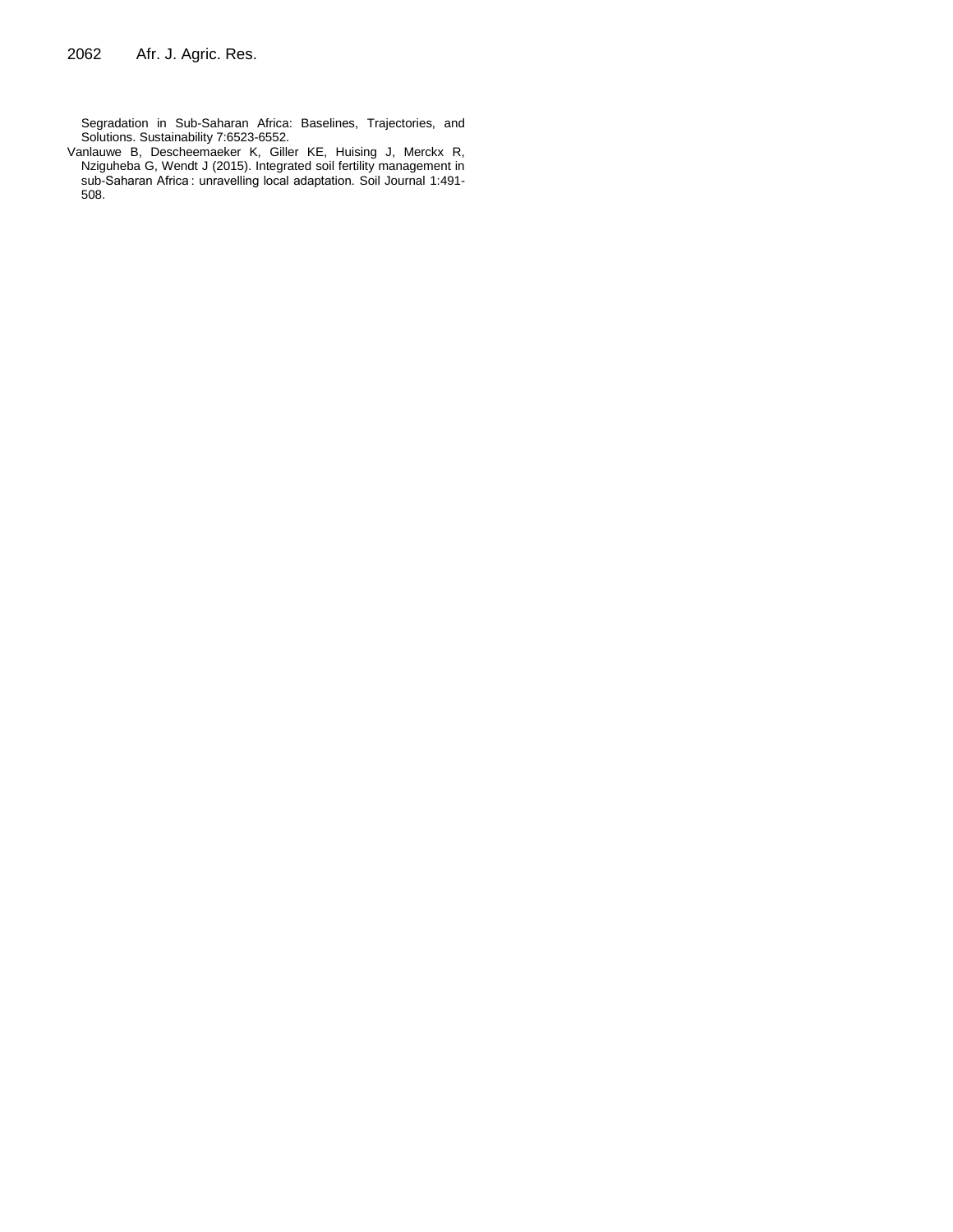Segradation in Sub-Saharan Africa: Baselines, Trajectories, and Solutions. Sustainability 7:6523-6552.

Vanlauwe B, Descheemaeker K, Giller KE, Huising J, Merckx R, Nziguheba G, Wendt J (2015). Integrated soil fertility management in sub-Saharan Africa : unravelling local adaptation. Soil Journal 1:491-508.